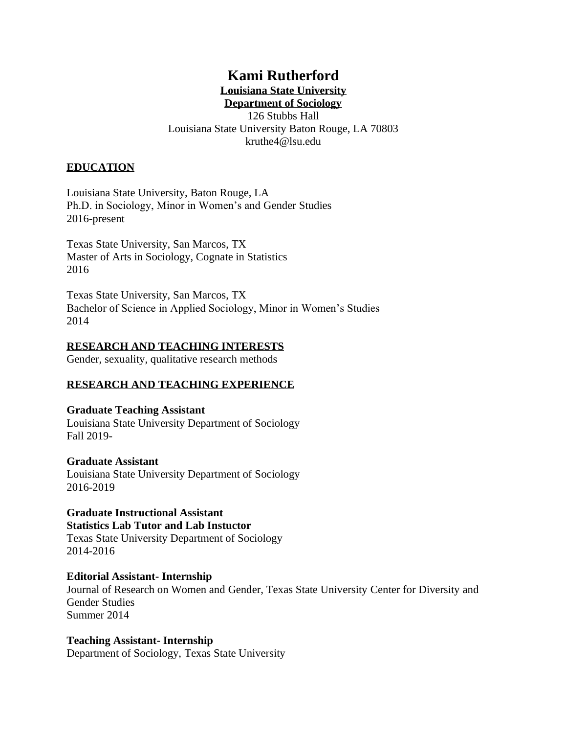# Kami Rutherford

**Louisiana State University**
**Department of Sociology**
126 Stubbs Hall
Louisiana State University Baton Rouge, LA 70803
kruthe4@lsu.edu

## EDUCATION

Louisiana State University, Baton Rouge, LA
Ph.D. in Sociology, Minor in Women's and Gender Studies
2016-present

Texas State University, San Marcos, TX
Master of Arts in Sociology, Cognate in Statistics
2016

Texas State University, San Marcos, TX
Bachelor of Science in Applied Sociology, Minor in Women's Studies
2014

## RESEARCH AND TEACHING INTERESTS

Gender, sexuality, qualitative research methods

## RESEARCH AND TEACHING EXPERIENCE

**Graduate Teaching Assistant**
Louisiana State University Department of Sociology
Fall 2019-

**Graduate Assistant**
Louisiana State University Department of Sociology
2016-2019

**Graduate Instructional Assistant**
**Statistics Lab Tutor and Lab Instuctor**
Texas State University Department of Sociology
2014-2016

**Editorial Assistant- Internship**
Journal of Research on Women and Gender, Texas State University Center for Diversity and Gender Studies
Summer 2014

**Teaching Assistant- Internship**
Department of Sociology, Texas State University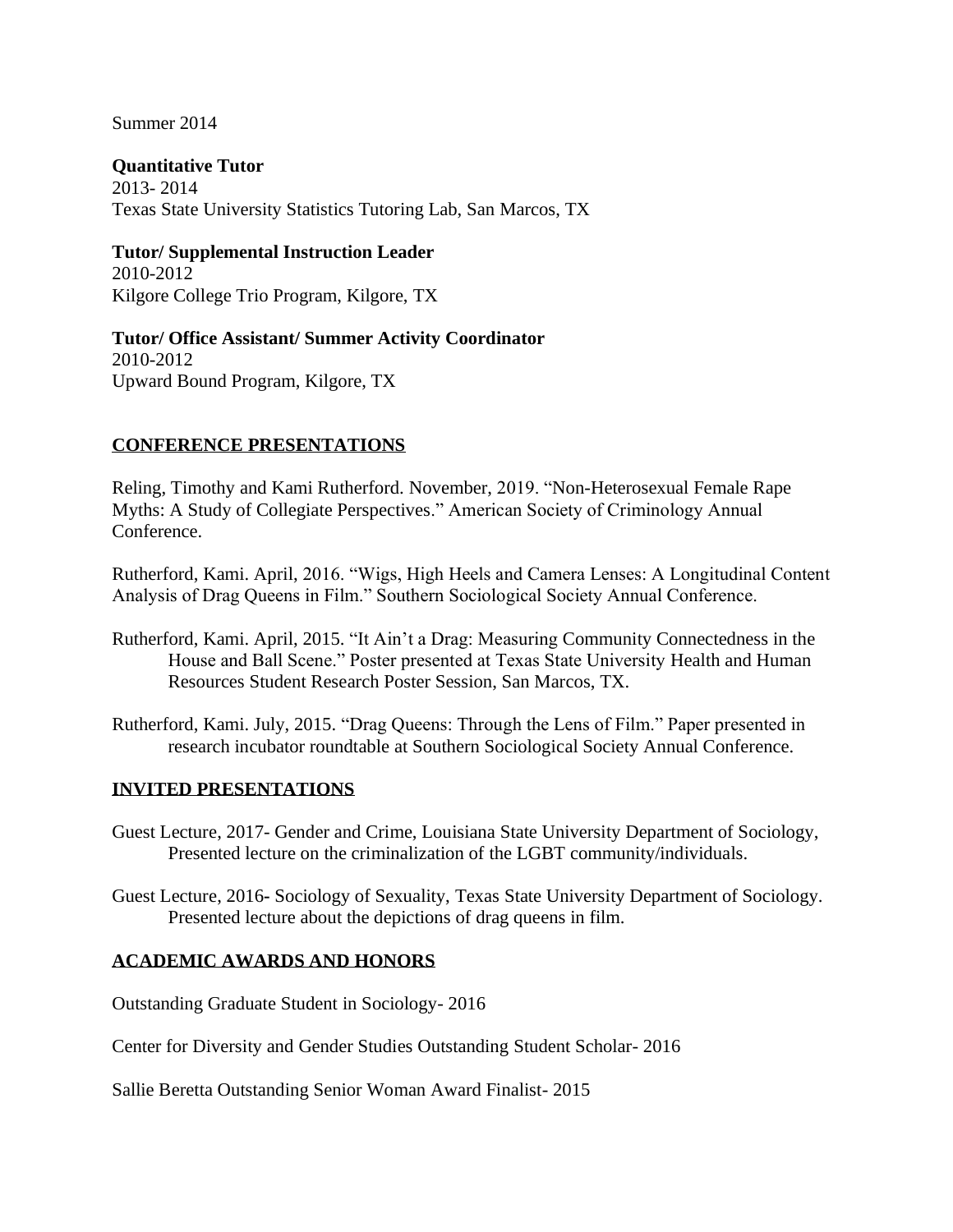Summer 2014

**Quantitative Tutor**
2013- 2014
Texas State University Statistics Tutoring Lab, San Marcos, TX

**Tutor/ Supplemental Instruction Leader**
2010-2012
Kilgore College Trio Program, Kilgore, TX

**Tutor/ Office Assistant/ Summer Activity Coordinator**
2010-2012
Upward Bound Program, Kilgore, TX

## CONFERENCE PRESENTATIONS

Reling, Timothy and Kami Rutherford. November, 2019. "Non-Heterosexual Female Rape Myths: A Study of Collegiate Perspectives." American Society of Criminology Annual Conference.

Rutherford, Kami. April, 2016. "Wigs, High Heels and Camera Lenses: A Longitudinal Content Analysis of Drag Queens in Film." Southern Sociological Society Annual Conference.

Rutherford, Kami. April, 2015. "It Ain't a Drag: Measuring Community Connectedness in the House and Ball Scene." Poster presented at Texas State University Health and Human Resources Student Research Poster Session, San Marcos, TX.

Rutherford, Kami. July, 2015. "Drag Queens: Through the Lens of Film." Paper presented in research incubator roundtable at Southern Sociological Society Annual Conference.

## INVITED PRESENTATIONS

Guest Lecture, 2017- Gender and Crime, Louisiana State University Department of Sociology, Presented lecture on the criminalization of the LGBT community/individuals.

Guest Lecture, 2016- Sociology of Sexuality, Texas State University Department of Sociology. Presented lecture about the depictions of drag queens in film.

## ACADEMIC AWARDS AND HONORS

Outstanding Graduate Student in Sociology- 2016

Center for Diversity and Gender Studies Outstanding Student Scholar- 2016

Sallie Beretta Outstanding Senior Woman Award Finalist- 2015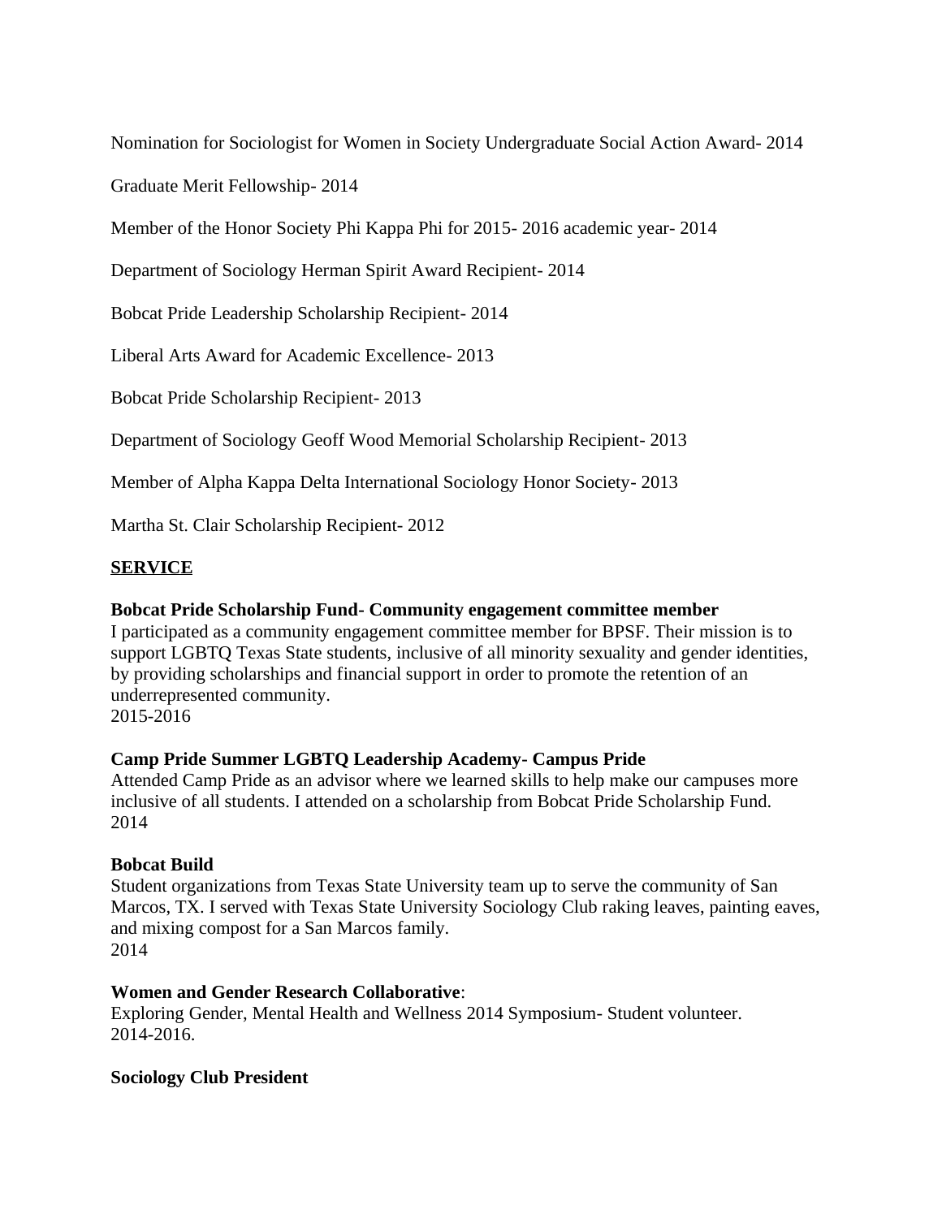Nomination for Sociologist for Women in Society Undergraduate Social Action Award- 2014

Graduate Merit Fellowship- 2014

Member of the Honor Society Phi Kappa Phi for 2015- 2016 academic year- 2014

Department of Sociology Herman Spirit Award Recipient- 2014

Bobcat Pride Leadership Scholarship Recipient- 2014

Liberal Arts Award for Academic Excellence- 2013

Bobcat Pride Scholarship Recipient- 2013

Department of Sociology Geoff Wood Memorial Scholarship Recipient- 2013

Member of Alpha Kappa Delta International Sociology Honor Society- 2013

Martha St. Clair Scholarship Recipient- 2012

## SERVICE

**Bobcat Pride Scholarship Fund- Community engagement committee member**
I participated as a community engagement committee member for BPSF. Their mission is to support LGBTQ Texas State students, inclusive of all minority sexuality and gender identities, by providing scholarships and financial support in order to promote the retention of an underrepresented community.
2015-2016

**Camp Pride Summer LGBTQ Leadership Academy- Campus Pride**
Attended Camp Pride as an advisor where we learned skills to help make our campuses more inclusive of all students. I attended on a scholarship from Bobcat Pride Scholarship Fund.
2014

**Bobcat Build**
Student organizations from Texas State University team up to serve the community of San Marcos, TX. I served with Texas State University Sociology Club raking leaves, painting eaves, and mixing compost for a San Marcos family.
2014

**Women and Gender Research Collaborative**:
Exploring Gender, Mental Health and Wellness 2014 Symposium- Student volunteer.
2014-2016.

**Sociology Club President**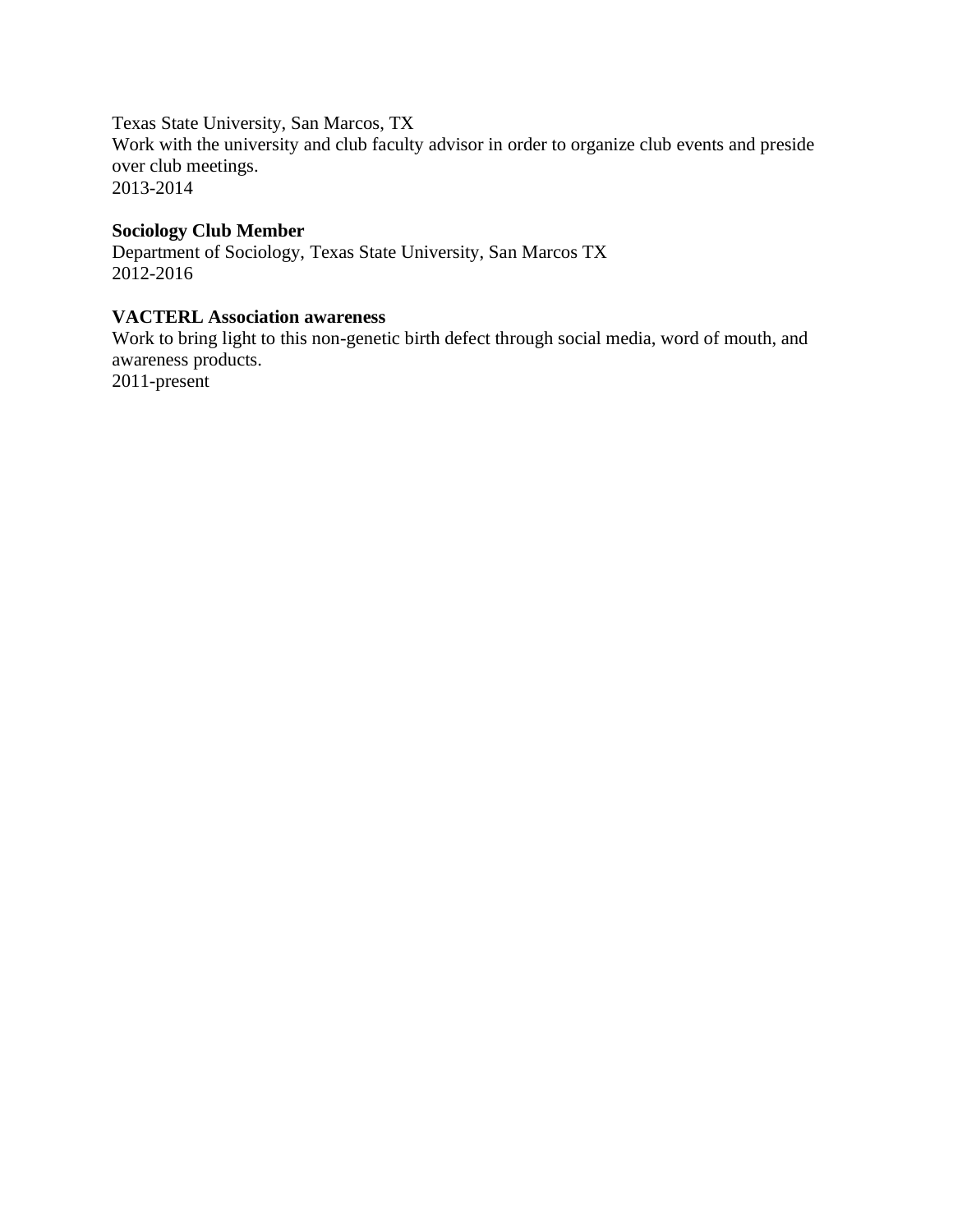Texas State University, San Marcos, TX
Work with the university and club faculty advisor in order to organize club events and preside over club meetings.
2013-2014

**Sociology Club Member**
Department of Sociology, Texas State University, San Marcos TX
2012-2016

**VACTERL Association awareness**
Work to bring light to this non-genetic birth defect through social media, word of mouth, and awareness products.
2011-present